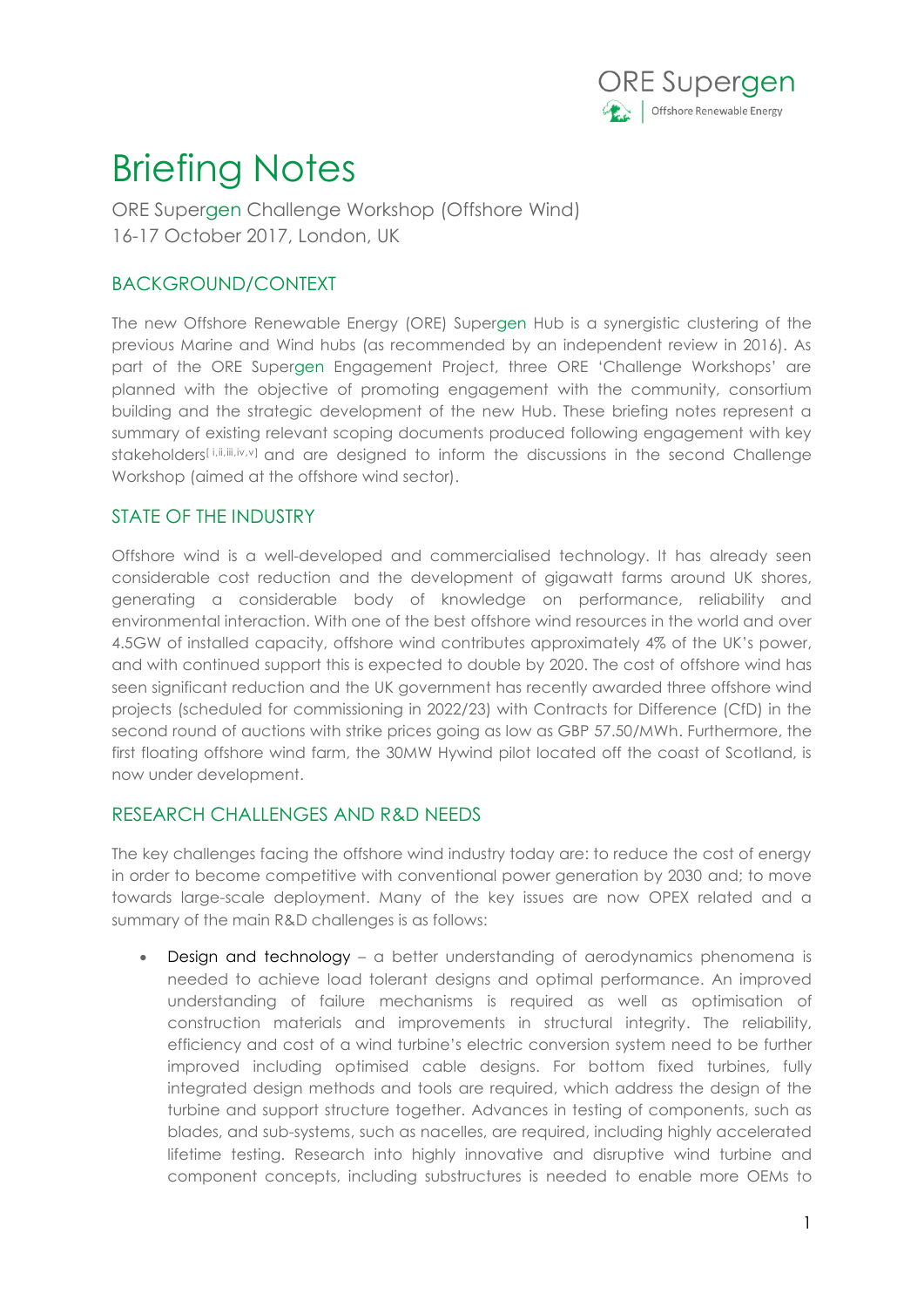# Briefing Notes

ORE Supergen Challenge Workshop (Offshore Wind)
16-17 October 2017, London, UK

## BACKGROUND/CONTEXT

The new Offshore Renewable Energy (ORE) Supergen Hub is a synergistic clustering of the previous Marine and Wind hubs (as recommended by an independent review in 2016). As part of the ORE Supergen Engagement Project, three ORE 'Challenge Workshops' are planned with the objective of promoting engagement with the community, consortium building and the strategic development of the new Hub. These briefing notes represent a summary of existing relevant scoping documents produced following engagement with key stakeholders[i,ii,iii,iv,v] and are designed to inform the discussions in the second Challenge Workshop (aimed at the offshore wind sector).

## STATE OF THE INDUSTRY

Offshore wind is a well-developed and commercialised technology. It has already seen considerable cost reduction and the development of gigawatt farms around UK shores, generating a considerable body of knowledge on performance, reliability and environmental interaction. With one of the best offshore wind resources in the world and over 4.5GW of installed capacity, offshore wind contributes approximately 4% of the UK's power, and with continued support this is expected to double by 2020. The cost of offshore wind has seen significant reduction and the UK government has recently awarded three offshore wind projects (scheduled for commissioning in 2022/23) with Contracts for Difference (CfD) in the second round of auctions with strike prices going as low as GBP 57.50/MWh. Furthermore, the first floating offshore wind farm, the 30MW Hywind pilot located off the coast of Scotland, is now under development.

## RESEARCH CHALLENGES AND R&D NEEDS

The key challenges facing the offshore wind industry today are: to reduce the cost of energy in order to become competitive with conventional power generation by 2030 and; to move towards large-scale deployment. Many of the key issues are now OPEX related and a summary of the main R&D challenges is as follows:

- Design and technology – a better understanding of aerodynamics phenomena is needed to achieve load tolerant designs and optimal performance. An improved understanding of failure mechanisms is required as well as optimisation of construction materials and improvements in structural integrity. The reliability, efficiency and cost of a wind turbine's electric conversion system need to be further improved including optimised cable designs. For bottom fixed turbines, fully integrated design methods and tools are required, which address the design of the turbine and support structure together. Advances in testing of components, such as blades, and sub-systems, such as nacelles, are required, including highly accelerated lifetime testing. Research into highly innovative and disruptive wind turbine and component concepts, including substructures is needed to enable more OEMs to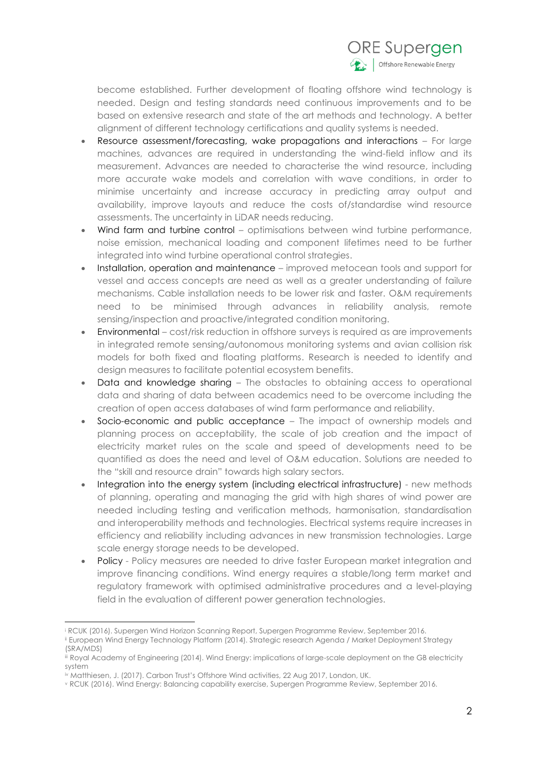become established. Further development of floating offshore wind technology is needed. Design and testing standards need continuous improvements and to be based on extensive research and state of the art methods and technology. A better alignment of different technology certifications and quality systems is needed.

- Resource assessment/forecasting, wake propagations and interactions – For large machines, advances are required in understanding the wind-field inflow and its measurement. Advances are needed to characterise the wind resource, including more accurate wake models and correlation with wave conditions, in order to minimise uncertainty and increase accuracy in predicting array output and availability, improve layouts and reduce the costs of/standardise wind resource assessments. The uncertainty in LiDAR needs reducing.
- Wind farm and turbine control – optimisations between wind turbine performance, noise emission, mechanical loading and component lifetimes need to be further integrated into wind turbine operational control strategies.
- Installation, operation and maintenance – improved metocean tools and support for vessel and access concepts are need as well as a greater understanding of failure mechanisms. Cable installation needs to be lower risk and faster. O&M requirements need to be minimised through advances in reliability analysis, remote sensing/inspection and proactive/integrated condition monitoring.
- Environmental – cost/risk reduction in offshore surveys is required as are improvements in integrated remote sensing/autonomous monitoring systems and avian collision risk models for both fixed and floating platforms. Research is needed to identify and design measures to facilitate potential ecosystem benefits.
- Data and knowledge sharing – The obstacles to obtaining access to operational data and sharing of data between academics need to be overcome including the creation of open access databases of wind farm performance and reliability.
- Socio-economic and public acceptance – The impact of ownership models and planning process on acceptability, the scale of job creation and the impact of electricity market rules on the scale and speed of developments need to be quantified as does the need and level of O&M education. Solutions are needed to the "skill and resource drain" towards high salary sectors.
- Integration into the energy system (including electrical infrastructure) - new methods of planning, operating and managing the grid with high shares of wind power are needed including testing and verification methods, harmonisation, standardisation and interoperability methods and technologies. Electrical systems require increases in efficiency and reliability including advances in new transmission technologies. Large scale energy storage needs to be developed.
- Policy - Policy measures are needed to drive faster European market integration and improve financing conditions. Wind energy requires a stable/long term market and regulatory framework with optimised administrative procedures and a level-playing field in the evaluation of different power generation technologies.

---

[i] RCUK (2016). Supergen Wind Horizon Scanning Report, Supergen Programme Review, September 2016.

[ii] European Wind Energy Technology Platform (2014). Strategic research Agenda / Market Deployment Strategy (SRA/MDS)

[iii] Royal Academy of Engineering (2014). Wind Energy: implications of large-scale deployment on the GB electricity system

[iv] Matthiesen, J. (2017). Carbon Trust's Offshore Wind activities, 22 Aug 2017, London, UK.

[v] RCUK (2016). Wind Energy: Balancing capability exercise, Supergen Programme Review, September 2016.